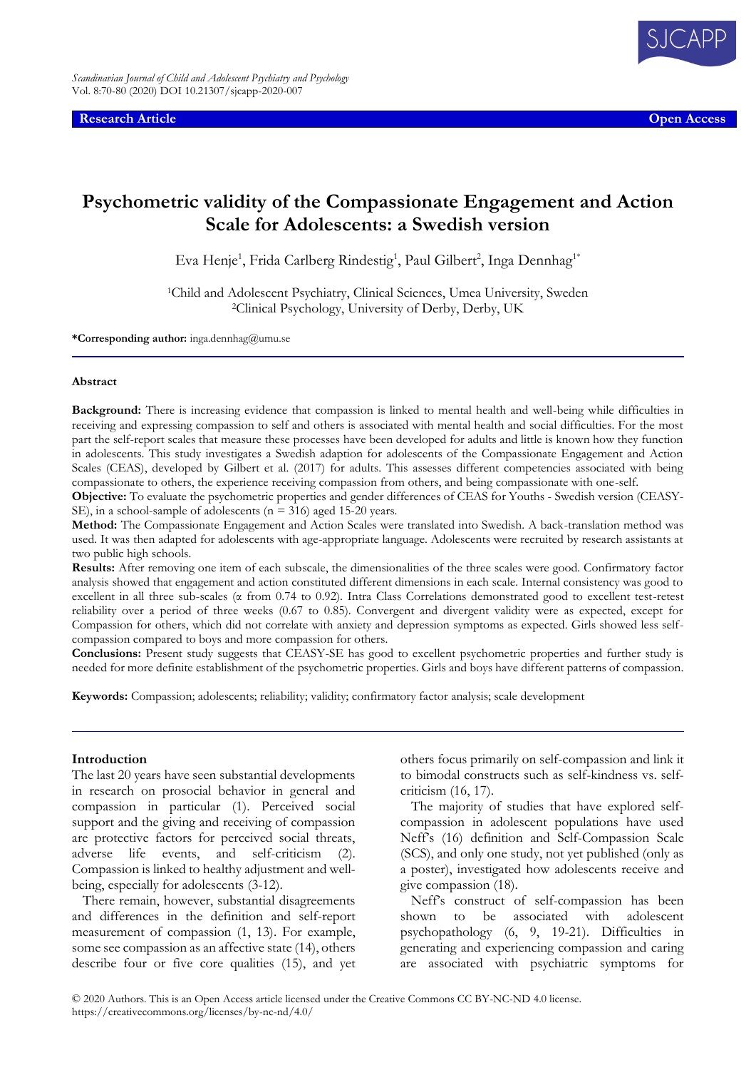**Research Article** **Open Access**

# Psychometric validity of the Compassionate Engagement and Action Scale for Adolescents: a Swedish version

Eva Henje[1], Frida Carlberg Rindestig[1], Paul Gilbert[2], Inga Dennhag[1*]

[1]Child and Adolescent Psychiatry, Clinical Sciences, Umea University, Sweden
[2]Clinical Psychology, University of Derby, Derby, UK

**\*Corresponding author:** inga.dennhag@umu.se

### Abstract

**Background:** There is increasing evidence that compassion is linked to mental health and well-being while difficulties in receiving and expressing compassion to self and others is associated with mental health and social difficulties. For the most part the self-report scales that measure these processes have been developed for adults and little is known how they function in adolescents. This study investigates a Swedish adaption for adolescents of the Compassionate Engagement and Action Scales (CEAS), developed by Gilbert et al. (2017) for adults. This assesses different competencies associated with being compassionate to others, the experience receiving compassion from others, and being compassionate with one-self.

**Objective:** To evaluate the psychometric properties and gender differences of CEAS for Youths - Swedish version (CEASY-SE), in a school-sample of adolescents (n = 316) aged 15-20 years.

**Method:** The Compassionate Engagement and Action Scales were translated into Swedish. A back-translation method was used. It was then adapted for adolescents with age-appropriate language. Adolescents were recruited by research assistants at two public high schools.

**Results:** After removing one item of each subscale, the dimensionalities of the three scales were good. Confirmatory factor analysis showed that engagement and action constituted different dimensions in each scale. Internal consistency was good to excellent in all three sub-scales (α from 0.74 to 0.92). Intra Class Correlations demonstrated good to excellent test-retest reliability over a period of three weeks (0.67 to 0.85). Convergent and divergent validity were as expected, except for Compassion for others, which did not correlate with anxiety and depression symptoms as expected. Girls showed less self-compassion compared to boys and more compassion for others.

**Conclusions:** Present study suggests that CEASY-SE has good to excellent psychometric properties and further study is needed for more definite establishment of the psychometric properties. Girls and boys have different patterns of compassion.

**Keywords:** Compassion; adolescents; reliability; validity; confirmatory factor analysis; scale development

## Introduction

The last 20 years have seen substantial developments in research on prosocial behavior in general and compassion in particular (1). Perceived social support and the giving and receiving of compassion are protective factors for perceived social threats, adverse life events, and self-criticism (2). Compassion is linked to healthy adjustment and well-being, especially for adolescents (3-12).

There remain, however, substantial disagreements and differences in the definition and self-report measurement of compassion (1, 13). For example, some see compassion as an affective state (14), others describe four or five core qualities (15), and yet others focus primarily on self-compassion and link it to bimodal constructs such as self-kindness vs. self-criticism (16, 17).

The majority of studies that have explored self-compassion in adolescent populations have used Neff's (16) definition and Self-Compassion Scale (SCS), and only one study, not yet published (only as a poster), investigated how adolescents receive and give compassion (18).

Neff's construct of self-compassion has been shown to be associated with adolescent psychopathology (6, 9, 19-21). Difficulties in generating and experiencing compassion and caring are associated with psychiatric symptoms for

© 2020 Authors. This is an Open Access article licensed under the Creative Commons CC BY-NC-ND 4.0 license. https://creativecommons.org/licenses/by-nc-nd/4.0/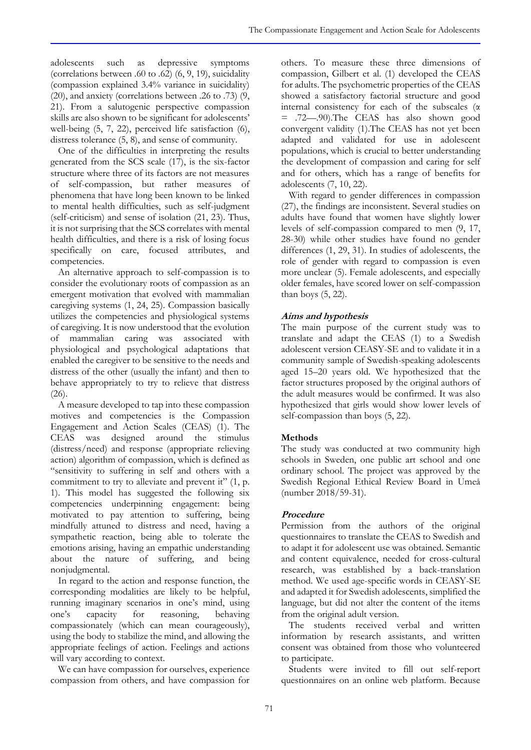adolescents such as depressive symptoms (correlations between .60 to .62) (6, 9, 19), suicidality (compassion explained 3.4% variance in suicidality) (20), and anxiety (correlations between .26 to .73) (9, 21). From a salutogenic perspective compassion skills are also shown to be significant for adolescents' well-being (5, 7, 22), perceived life satisfaction (6), distress tolerance (5, 8), and sense of community.

One of the difficulties in interpreting the results generated from the SCS scale (17), is the six-factor structure where three of its factors are not measures of self-compassion, but rather measures of phenomena that have long been known to be linked to mental health difficulties, such as self-judgment (self-criticism) and sense of isolation (21, 23). Thus, it is not surprising that the SCS correlates with mental health difficulties, and there is a risk of losing focus specifically on care, focused attributes, and competencies.

An alternative approach to self-compassion is to consider the evolutionary roots of compassion as an emergent motivation that evolved with mammalian caregiving systems (1, 24, 25). Compassion basically utilizes the competencies and physiological systems of caregiving. It is now understood that the evolution of mammalian caring was associated with physiological and psychological adaptations that enabled the caregiver to be sensitive to the needs and distress of the other (usually the infant) and then to behave appropriately to try to relieve that distress (26).

A measure developed to tap into these compassion motives and competencies is the Compassion Engagement and Action Scales (CEAS) (1). The CEAS was designed around the stimulus (distress/need) and response (appropriate relieving action) algorithm of compassion, which is defined as "sensitivity to suffering in self and others with a commitment to try to alleviate and prevent it" (1, p. 1). This model has suggested the following six competencies underpinning engagement: being motivated to pay attention to suffering, being mindfully attuned to distress and need, having a sympathetic reaction, being able to tolerate the emotions arising, having an empathic understanding about the nature of suffering, and being nonjudgmental.

In regard to the action and response function, the corresponding modalities are likely to be helpful, running imaginary scenarios in one's mind, using one's capacity for reasoning, behaving compassionately (which can mean courageously), using the body to stabilize the mind, and allowing the appropriate feelings of action. Feelings and actions will vary according to context.

We can have compassion for ourselves, experience compassion from others, and have compassion for others. To measure these three dimensions of compassion, Gilbert et al. (1) developed the CEAS for adults. The psychometric properties of the CEAS showed a satisfactory factorial structure and good internal consistency for each of the subscales ($\alpha = .72$—.90).The CEAS has also shown good convergent validity (1).The CEAS has not yet been adapted and validated for use in adolescent populations, which is crucial to better understanding the development of compassion and caring for self and for others, which has a range of benefits for adolescents (7, 10, 22).

With regard to gender differences in compassion (27), the findings are inconsistent. Several studies on adults have found that women have slightly lower levels of self-compassion compared to men (9, 17, 28-30) while other studies have found no gender differences (1, 29, 31). In studies of adolescents, the role of gender with regard to compassion is even more unclear (5). Female adolescents, and especially older females, have scored lower on self-compassion than boys (5, 22).

### *Aims and hypothesis*

The main purpose of the current study was to translate and adapt the CEAS (1) to a Swedish adolescent version CEASY-SE and to validate it in a community sample of Swedish-speaking adolescents aged 15–20 years old. We hypothesized that the factor structures proposed by the original authors of the adult measures would be confirmed. It was also hypothesized that girls would show lower levels of self-compassion than boys (5, 22).

## Methods

The study was conducted at two community high schools in Sweden, one public art school and one ordinary school. The project was approved by the Swedish Regional Ethical Review Board in Umeå (number 2018/59-31).

### *Procedure*

Permission from the authors of the original questionnaires to translate the CEAS to Swedish and to adapt it for adolescent use was obtained. Semantic and content equivalence, needed for cross-cultural research, was established by a back-translation method. We used age-specific words in CEASY-SE and adapted it for Swedish adolescents, simplified the language, but did not alter the content of the items from the original adult version.

The students received verbal and written information by research assistants, and written consent was obtained from those who volunteered to participate.

Students were invited to fill out self-report questionnaires on an online web platform. Because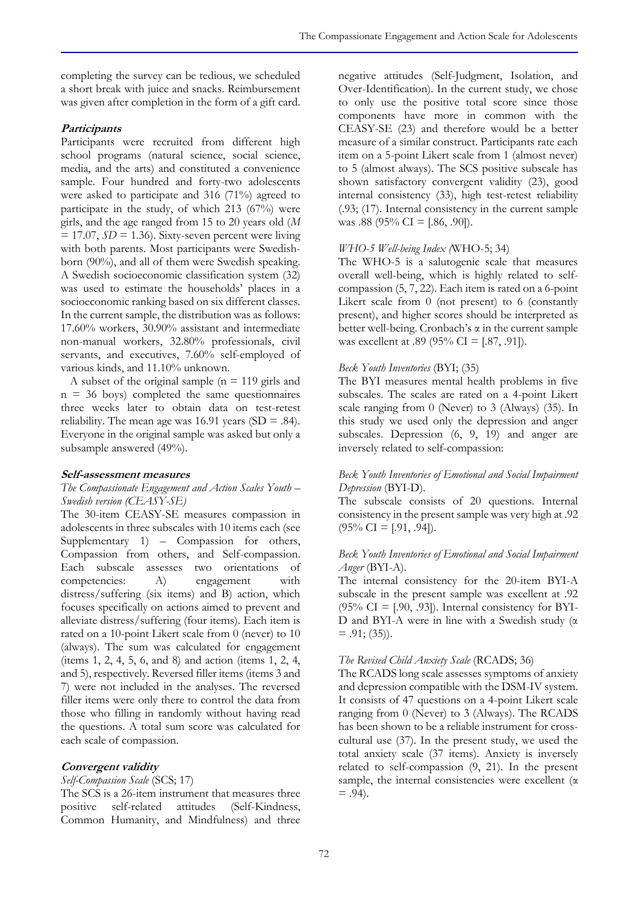completing the survey can be tedious, we scheduled a short break with juice and snacks. Reimbursement was given after completion in the form of a gift card.

### Participants

Participants were recruited from different high school programs (natural science, social science, media, and the arts) and constituted a convenience sample. Four hundred and forty-two adolescents were asked to participate and 316 (71%) agreed to participate in the study, of which 213 (67%) were girls, and the age ranged from 15 to 20 years old ($M = 17.07$, $SD = 1.36$). Sixty-seven percent were living with both parents. Most participants were Swedish-born (90%), and all of them were Swedish speaking. A Swedish socioeconomic classification system (32) was used to estimate the households' places in a socioeconomic ranking based on six different classes. In the current sample, the distribution was as follows: 17.60% workers, 30.90% assistant and intermediate non-manual workers, 32.80% professionals, civil servants, and executives, 7.60% self-employed of various kinds, and 11.10% unknown.

A subset of the original sample (n = 119 girls and n = 36 boys) completed the same questionnaires three weeks later to obtain data on test-retest reliability. The mean age was 16.91 years (SD = .84). Everyone in the original sample was asked but only a subsample answered (49%).

### Self-assessment measures

*The Compassionate Engagement and Action Scales Youth – Swedish version (CEASY-SE)*

The 30-item CEASY-SE measures compassion in adolescents in three subscales with 10 items each (see Supplementary 1) – Compassion for others, Compassion from others, and Self-compassion. Each subscale assesses two orientations of competencies: A) engagement with distress/suffering (six items) and B) action, which focuses specifically on actions aimed to prevent and alleviate distress/suffering (four items). Each item is rated on a 10-point Likert scale from 0 (never) to 10 (always). The sum was calculated for engagement (items 1, 2, 4, 5, 6, and 8) and action (items 1, 2, 4, and 5), respectively. Reversed filler items (items 3 and 7) were not included in the analyses. The reversed filler items were only there to control the data from those who filling in randomly without having read the questions. A total sum score was calculated for each scale of compassion.

### Convergent validity

*Self-Compassion Scale* (SCS; 17)

The SCS is a 26-item instrument that measures three positive self-related attitudes (Self-Kindness, Common Humanity, and Mindfulness) and three negative attitudes (Self-Judgment, Isolation, and Over-Identification). In the current study, we chose to only use the positive total score since those components have more in common with the CEASY-SE (23) and therefore would be a better measure of a similar construct. Participants rate each item on a 5-point Likert scale from 1 (almost never) to 5 (almost always). The SCS positive subscale has shown satisfactory convergent validity (23), good internal consistency (33), high test-retest reliability (.93; (17). Internal consistency in the current sample was .88 (95% CI = [.86, .90]).

*WHO-5 Well-being Index (*WHO-5; 34)

The WHO-5 is a salutogenic scale that measures overall well-being, which is highly related to self-compassion (5, 7, 22). Each item is rated on a 6-point Likert scale from 0 (not present) to 6 (constantly present), and higher scores should be interpreted as better well-being. Cronbach's $\alpha$ in the current sample was excellent at .89 (95% CI = [.87, .91]).

*Beck Youth Inventories* (BYI; (35)

The BYI measures mental health problems in five subscales. The scales are rated on a 4-point Likert scale ranging from 0 (Never) to 3 (Always) (35). In this study we used only the depression and anger subscales. Depression (6, 9, 19) and anger are inversely related to self-compassion:

*Beck Youth Inventories of Emotional and Social Impairment Depression* (BYI-D).

The subscale consists of 20 questions. Internal consistency in the present sample was very high at .92 (95% CI = [.91, .94]).

*Beck Youth Inventories of Emotional and Social Impairment Anger* (BYI-A).

The internal consistency for the 20-item BYI-A subscale in the present sample was excellent at .92 (95% CI = [.90, .93]). Internal consistency for BYI-D and BYI-A were in line with a Swedish study ($\alpha = .91$; (35)).

*The Revised Child Anxiety Scale* (RCADS; 36)

The RCADS long scale assesses symptoms of anxiety and depression compatible with the DSM-IV system. It consists of 47 questions on a 4-point Likert scale ranging from 0 (Never) to 3 (Always). The RCADS has been shown to be a reliable instrument for cross-cultural use (37). In the present study, we used the total anxiety scale (37 items). Anxiety is inversely related to self-compassion (9, 21). In the present sample, the internal consistencies were excellent ($\alpha = .94$).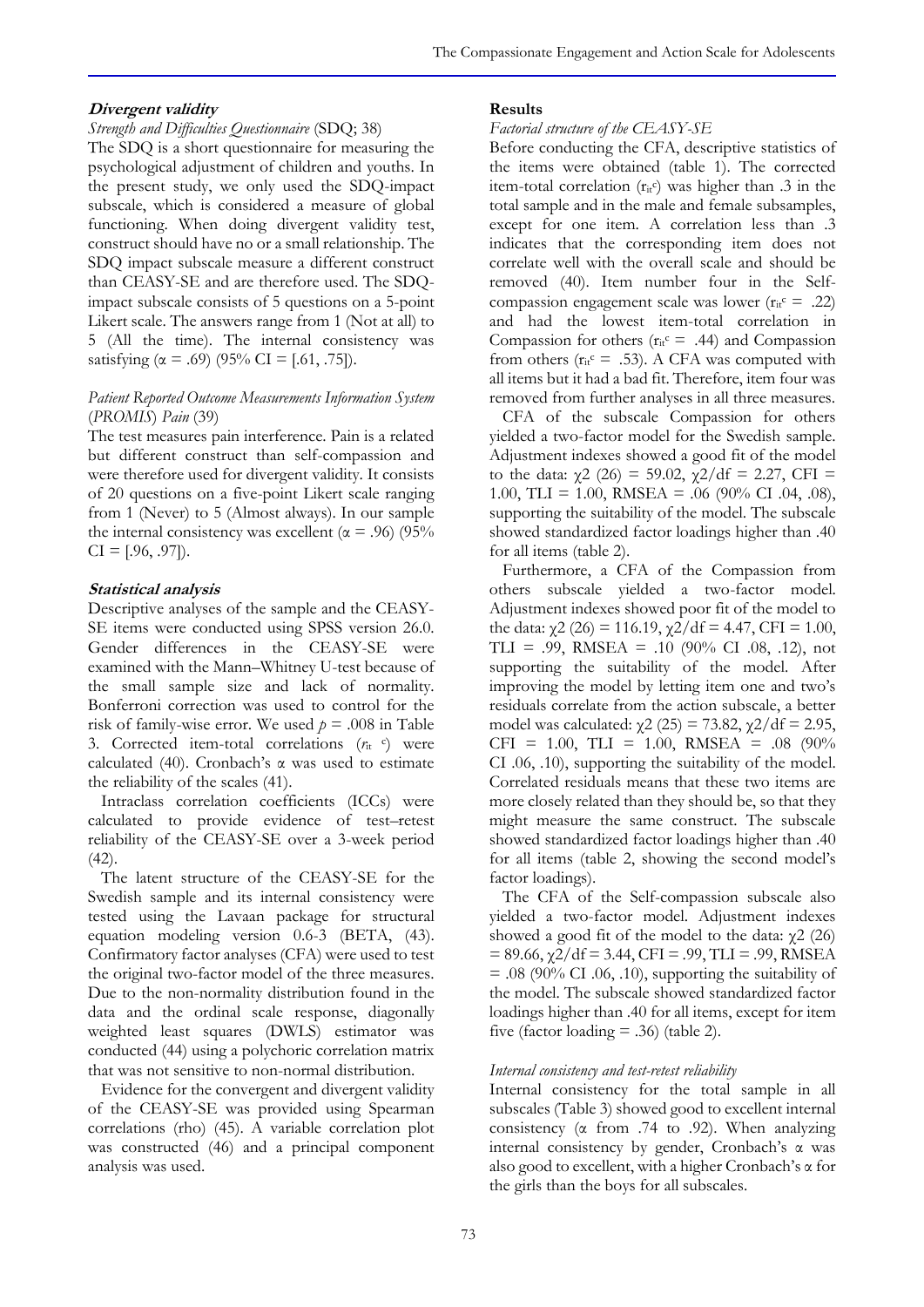### **Divergent validity**

*Strength and Difficulties Questionnaire* (SDQ; 38)

The SDQ is a short questionnaire for measuring the psychological adjustment of children and youths. In the present study, we only used the SDQ-impact subscale, which is considered a measure of global functioning. When doing divergent validity test, construct should have no or a small relationship. The SDQ impact subscale measure a different construct than CEASY-SE and are therefore used. The SDQ-impact subscale consists of 5 questions on a 5-point Likert scale. The answers range from 1 (Not at all) to 5 (All the time). The internal consistency was satisfying (α = .69) (95% CI = [.61, .75]).

*Patient Reported Outcome Measurements Information System (PROMIS) Pain* (39)

The test measures pain interference. Pain is a related but different construct than self-compassion and were therefore used for divergent validity. It consists of 20 questions on a five-point Likert scale ranging from 1 (Never) to 5 (Almost always). In our sample the internal consistency was excellent (α = .96) (95% CI = [.96, .97]).

### **Statistical analysis**

Descriptive analyses of the sample and the CEASY-SE items were conducted using SPSS version 26.0. Gender differences in the CEASY-SE were examined with the Mann–Whitney U-test because of the small sample size and lack of normality. Bonferroni correction was used to control for the risk of family-wise error. We used $p$ = .008 in Table 3. Corrected item-total correlations ($r_{it}{}^{c}$) were calculated (40). Cronbach's α was used to estimate the reliability of the scales (41).

Intraclass correlation coefficients (ICCs) were calculated to provide evidence of test–retest reliability of the CEASY-SE over a 3-week period (42).

The latent structure of the CEASY-SE for the Swedish sample and its internal consistency were tested using the Lavaan package for structural equation modeling version 0.6-3 (BETA, (43). Confirmatory factor analyses (CFA) were used to test the original two-factor model of the three measures. Due to the non-normality distribution found in the data and the ordinal scale response, diagonally weighted least squares (DWLS) estimator was conducted (44) using a polychoric correlation matrix that was not sensitive to non-normal distribution.

Evidence for the convergent and divergent validity of the CEASY-SE was provided using Spearman correlations (rho) (45). A variable correlation plot was constructed (46) and a principal component analysis was used.

### **Results**

*Factorial structure of the CEASY-SE*

Before conducting the CFA, descriptive statistics of the items were obtained (table 1). The corrected item-total correlation ($r_{it}{}^{c}$) was higher than .3 in the total sample and in the male and female subsamples, except for one item. A correlation less than .3 indicates that the corresponding item does not correlate well with the overall scale and should be removed (40). Item number four in the Self-compassion engagement scale was lower ($r_{it}{}^{c}$ = .22) and had the lowest item-total correlation in Compassion for others ($r_{it}{}^{c}$ = .44) and Compassion from others ($r_{it}{}^{c}$ = .53). A CFA was computed with all items but it had a bad fit. Therefore, item four was removed from further analyses in all three measures.

CFA of the subscale Compassion for others yielded a two-factor model for the Swedish sample. Adjustment indexes showed a good fit of the model to the data: $\chi2$ (26) = 59.02, $\chi2$/df = 2.27, CFI = 1.00, TLI = 1.00, RMSEA = .06 (90% CI .04, .08), supporting the suitability of the model. The subscale showed standardized factor loadings higher than .40 for all items (table 2).

Furthermore, a CFA of the Compassion from others subscale yielded a two-factor model. Adjustment indexes showed poor fit of the model to the data: $\chi2$ (26) = 116.19, $\chi2$/df = 4.47, CFI = 1.00, TLI = .99, RMSEA = .10 (90% CI .08, .12), not supporting the suitability of the model. After improving the model by letting item one and two's residuals correlate from the action subscale, a better model was calculated: $\chi2$ (25) = 73.82, $\chi2$/df = 2.95, CFI = 1.00, TLI = 1.00, RMSEA = .08 (90% CI .06, .10), supporting the suitability of the model. Correlated residuals means that these two items are more closely related than they should be, so that they might measure the same construct. The subscale showed standardized factor loadings higher than .40 for all items (table 2, showing the second model's factor loadings).

The CFA of the Self-compassion subscale also yielded a two-factor model. Adjustment indexes showed a good fit of the model to the data: $\chi2$ (26) = 89.66, $\chi2$/df = 3.44, CFI = .99, TLI = .99, RMSEA = .08 (90% CI .06, .10), supporting the suitability of the model. The subscale showed standardized factor loadings higher than .40 for all items, except for item five (factor loading = .36) (table 2).

*Internal consistency and test-retest reliability*

Internal consistency for the total sample in all subscales (Table 3) showed good to excellent internal consistency (α from .74 to .92). When analyzing internal consistency by gender, Cronbach's α was also good to excellent, with a higher Cronbach's α for the girls than the boys for all subscales.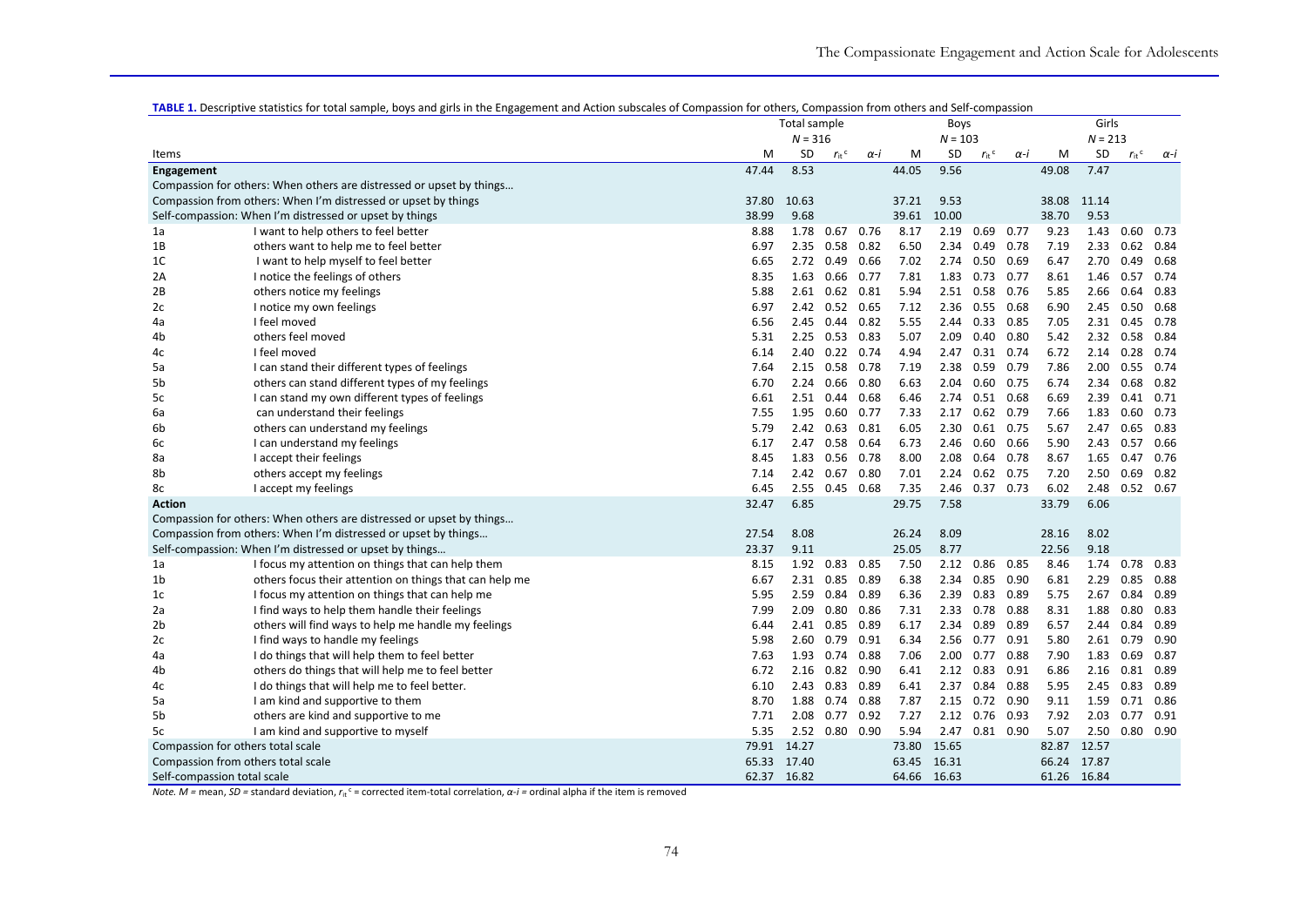**TABLE 1.** Descriptive statistics for total sample, boys and girls in the Engagement and Action subscales of Compassion for others, Compassion from others and Self-compassion

| | | Total sample | | | | Boys | | | | Girls | | | |
|---|---|---|---|---|---|---|---|---|---|---|---|---|---|
| | | $N = 316$ | | | | $N = 103$ | | | | $N = 213$ | | | |
| Items | | M | SD | $r_{it}^{c}$ | α-i | M | SD | $r_{it}^{c}$ | α-i | M | SD | $r_{it}^{c}$ | α-i |
| **Engagement** | | 47.44 | 8.53 | | | 44.05 | 9.56 | | | 49.08 | 7.47 | | |
| Compassion for others: When others are distressed or upset by things… | | | | | | | | | | | | | |
| Compassion from others: When I'm distressed or upset by things | | 37.80 | 10.63 | | | 37.21 | 9.53 | | | 38.08 | 11.14 | | |
| Self-compassion: When I'm distressed or upset by things | | 38.99 | 9.68 | | | 39.61 | 10.00 | | | 38.70 | 9.53 | | |
| 1a | I want to help others to feel better | 8.88 | 1.78 | 0.67 | 0.76 | 8.17 | 2.19 | 0.69 | 0.77 | 9.23 | 1.43 | 0.60 | 0.73 |
| 1B | others want to help me to feel better | 6.97 | 2.35 | 0.58 | 0.82 | 6.50 | 2.34 | 0.49 | 0.78 | 7.19 | 2.33 | 0.62 | 0.84 |
| 1C | I want to help myself to feel better | 6.65 | 2.72 | 0.49 | 0.66 | 7.02 | 2.74 | 0.50 | 0.69 | 6.47 | 2.70 | 0.49 | 0.68 |
| 2A | I notice the feelings of others | 8.35 | 1.63 | 0.66 | 0.77 | 7.81 | 1.83 | 0.73 | 0.77 | 8.61 | 1.46 | 0.57 | 0.74 |
| 2B | others notice my feelings | 5.88 | 2.61 | 0.62 | 0.81 | 5.94 | 2.51 | 0.58 | 0.76 | 5.85 | 2.66 | 0.64 | 0.83 |
| 2c | I notice my own feelings | 6.97 | 2.42 | 0.52 | 0.65 | 7.12 | 2.36 | 0.55 | 0.68 | 6.90 | 2.45 | 0.50 | 0.68 |
| 4a | I feel moved | 6.56 | 2.45 | 0.44 | 0.82 | 5.55 | 2.44 | 0.33 | 0.85 | 7.05 | 2.31 | 0.45 | 0.78 |
| 4b | others feel moved | 5.31 | 2.25 | 0.53 | 0.83 | 5.07 | 2.09 | 0.40 | 0.80 | 5.42 | 2.32 | 0.58 | 0.84 |
| 4c | I feel moved | 6.14 | 2.40 | 0.22 | 0.74 | 4.94 | 2.47 | 0.31 | 0.74 | 6.72 | 2.14 | 0.28 | 0.74 |
| 5a | I can stand their different types of feelings | 7.64 | 2.15 | 0.58 | 0.78 | 7.19 | 2.38 | 0.59 | 0.79 | 7.86 | 2.00 | 0.55 | 0.74 |
| 5b | others can stand different types of my feelings | 6.70 | 2.24 | 0.66 | 0.80 | 6.63 | 2.04 | 0.60 | 0.75 | 6.74 | 2.34 | 0.68 | 0.82 |
| 5c | I can stand my own different types of feelings | 6.61 | 2.51 | 0.44 | 0.68 | 6.46 | 2.74 | 0.51 | 0.68 | 6.69 | 2.39 | 0.41 | 0.71 |
| 6a | can understand their feelings | 7.55 | 1.95 | 0.60 | 0.77 | 7.33 | 2.17 | 0.62 | 0.79 | 7.66 | 1.83 | 0.60 | 0.73 |
| 6b | others can understand my feelings | 5.79 | 2.42 | 0.63 | 0.81 | 6.05 | 2.30 | 0.61 | 0.75 | 5.67 | 2.47 | 0.65 | 0.83 |
| 6c | I can understand my feelings | 6.17 | 2.47 | 0.58 | 0.64 | 6.73 | 2.46 | 0.60 | 0.66 | 5.90 | 2.43 | 0.57 | 0.66 |
| 8a | I accept their feelings | 8.45 | 1.83 | 0.56 | 0.78 | 8.00 | 2.08 | 0.64 | 0.78 | 8.67 | 1.65 | 0.47 | 0.76 |
| 8b | others accept my feelings | 7.14 | 2.42 | 0.67 | 0.80 | 7.01 | 2.24 | 0.62 | 0.75 | 7.20 | 2.50 | 0.69 | 0.82 |
| 8c | I accept my feelings | 6.45 | 2.55 | 0.45 | 0.68 | 7.35 | 2.46 | 0.37 | 0.73 | 6.02 | 2.48 | 0.52 | 0.67 |
| **Action** | | 32.47 | 6.85 | | | 29.75 | 7.58 | | | 33.79 | 6.06 | | |
| Compassion for others: When others are distressed or upset by things… | | | | | | | | | | | | | |
| Compassion from others: When I'm distressed or upset by things… | | 27.54 | 8.08 | | | 26.24 | 8.09 | | | 28.16 | 8.02 | | |
| Self-compassion: When I'm distressed or upset by things… | | 23.37 | 9.11 | | | 25.05 | 8.77 | | | 22.56 | 9.18 | | |
| 1a | I focus my attention on things that can help them | 8.15 | 1.92 | 0.83 | 0.85 | 7.50 | 2.12 | 0.86 | 0.85 | 8.46 | 1.74 | 0.78 | 0.83 |
| 1b | others focus their attention on things that can help me | 6.67 | 2.31 | 0.85 | 0.89 | 6.38 | 2.34 | 0.85 | 0.90 | 6.81 | 2.29 | 0.85 | 0.88 |
| 1c | I focus my attention on things that can help me | 5.95 | 2.59 | 0.84 | 0.89 | 6.36 | 2.39 | 0.83 | 0.89 | 5.75 | 2.67 | 0.84 | 0.89 |
| 2a | I find ways to help them handle their feelings | 7.99 | 2.09 | 0.80 | 0.86 | 7.31 | 2.33 | 0.78 | 0.88 | 8.31 | 1.88 | 0.80 | 0.83 |
| 2b | others will find ways to help me handle my feelings | 6.44 | 2.41 | 0.85 | 0.89 | 6.17 | 2.34 | 0.89 | 0.89 | 6.57 | 2.44 | 0.84 | 0.89 |
| 2c | I find ways to handle my feelings | 5.98 | 2.60 | 0.79 | 0.91 | 6.34 | 2.56 | 0.77 | 0.91 | 5.80 | 2.61 | 0.79 | 0.90 |
| 4a | I do things that will help them to feel better | 7.63 | 1.93 | 0.74 | 0.88 | 7.06 | 2.00 | 0.77 | 0.88 | 7.90 | 1.83 | 0.69 | 0.87 |
| 4b | others do things that will help me to feel better | 6.72 | 2.16 | 0.82 | 0.90 | 6.41 | 2.12 | 0.83 | 0.91 | 6.86 | 2.16 | 0.81 | 0.89 |
| 4c | I do things that will help me to feel better. | 6.10 | 2.43 | 0.83 | 0.89 | 6.41 | 2.37 | 0.84 | 0.88 | 5.95 | 2.45 | 0.83 | 0.89 |
| 5a | I am kind and supportive to them | 8.70 | 1.88 | 0.74 | 0.88 | 7.87 | 2.15 | 0.72 | 0.90 | 9.11 | 1.59 | 0.71 | 0.86 |
| 5b | others are kind and supportive to me | 7.71 | 2.08 | 0.77 | 0.92 | 7.27 | 2.12 | 0.76 | 0.93 | 7.92 | 2.03 | 0.77 | 0.91 |
| 5c | I am kind and supportive to myself | 5.35 | 2.52 | 0.80 | 0.90 | 5.94 | 2.47 | 0.81 | 0.90 | 5.07 | 2.50 | 0.80 | 0.90 |
| Compassion for others total scale | | 79.91 | 14.27 | | | 73.80 | 15.65 | | | 82.87 | 12.57 | | |
| Compassion from others total scale | | 65.33 | 17.40 | | | 63.45 | 16.31 | | | 66.24 | 17.87 | | |
| Self-compassion total scale | | 62.37 | 16.82 | | | 64.66 | 16.63 | | | 61.26 | 16.84 | | |

*Note. M* = mean, *SD* = standard deviation, $r_{it}^{c}$ = corrected item-total correlation, *α-i* = ordinal alpha if the item is removed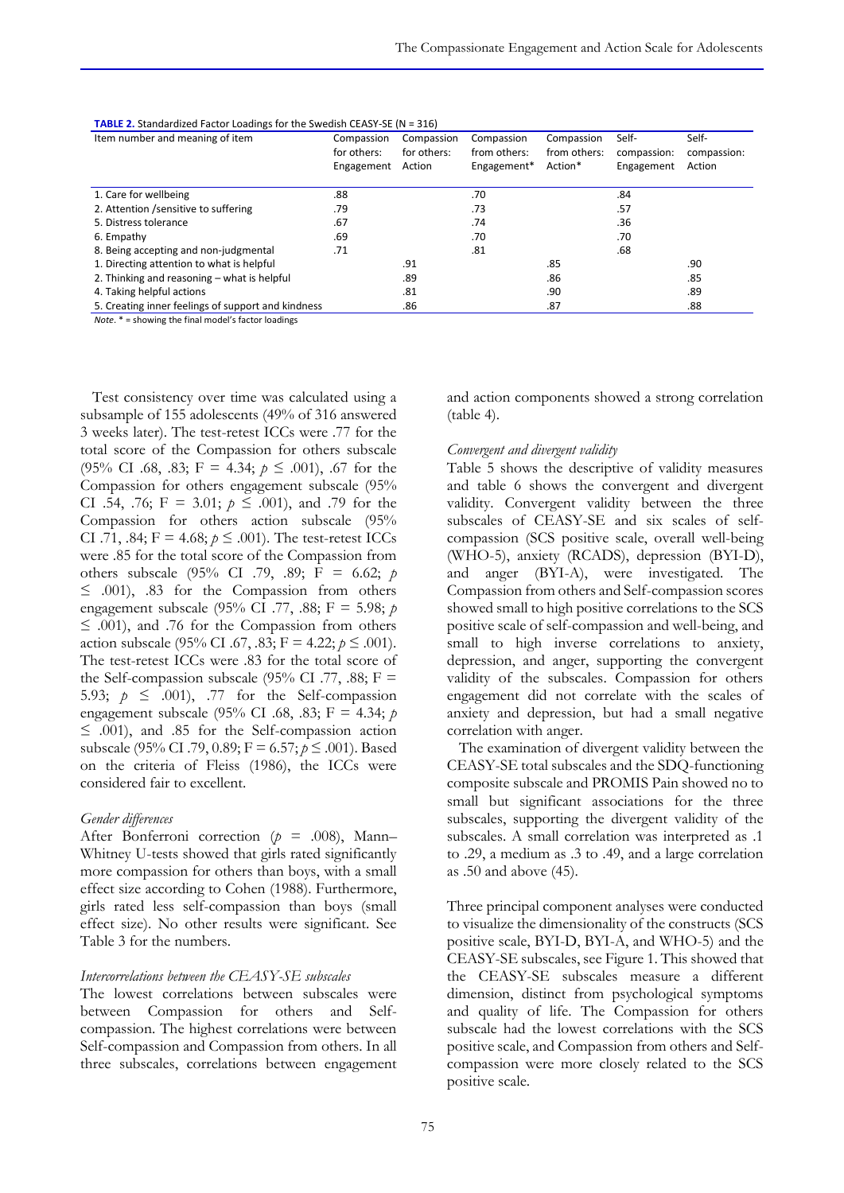**TABLE 2.** Standardized Factor Loadings for the Swedish CEASY-SE (N = 316)

| Item number and meaning of item | Compassion for others: Engagement | Compassion for others: Action | Compassion from others: Engagement* | Compassion from others: Action* | Self-compassion: Engagement | Self-compassion: Action |
|---|---|---|---|---|---|---|
| 1. Care for wellbeing | .88 | | .70 | | .84 | |
| 2. Attention /sensitive to suffering | .79 | | .73 | | .57 | |
| 5. Distress tolerance | .67 | | .74 | | .36 | |
| 6. Empathy | .69 | | .70 | | .70 | |
| 8. Being accepting and non-judgmental | .71 | | .81 | | .68 | |
| 1. Directing attention to what is helpful | | .91 | | .85 | | .90 |
| 2. Thinking and reasoning – what is helpful | | .89 | | .86 | | .85 |
| 4. Taking helpful actions | | .81 | | .90 | | .89 |
| 5. Creating inner feelings of support and kindness | | .86 | | .87 | | .88 |

*Note*. * = showing the final model's factor loadings

Test consistency over time was calculated using a subsample of 155 adolescents (49% of 316 answered 3 weeks later). The test-retest ICCs were .77 for the total score of the Compassion for others subscale (95% CI .68, .83; $F = 4.34$; $p \leq .001$), .67 for the Compassion for others engagement subscale (95% CI .54, .76; $F = 3.01$; $p \leq .001$), and .79 for the Compassion for others action subscale (95% CI .71, .84; $F = 4.68$; $p \leq .001$). The test-retest ICCs were .85 for the total score of the Compassion from others subscale (95% CI .79, .89; $F = 6.62$; $p \leq .001$), .83 for the Compassion from others engagement subscale (95% CI .77, .88; $F = 5.98$; $p \leq .001$), and .76 for the Compassion from others action subscale (95% CI .67, .83; $F = 4.22$; $p \leq .001$). The test-retest ICCs were .83 for the total score of the Self-compassion subscale (95% CI .77, .88; $F = 5.93$; $p \leq .001$), .77 for the Self-compassion engagement subscale (95% CI .68, .83; $F = 4.34$; $p \leq .001$), and .85 for the Self-compassion action subscale (95% CI .79, 0.89; $F = 6.57$; $p \leq .001$). Based on the criteria of Fleiss (1986), the ICCs were considered fair to excellent.

*Gender differences*

After Bonferroni correction ($p = .008$), Mann–Whitney U-tests showed that girls rated significantly more compassion for others than boys, with a small effect size according to Cohen (1988). Furthermore, girls rated less self-compassion than boys (small effect size). No other results were significant. See Table 3 for the numbers.

*Intercorrelations between the CEASY-SE subscales*

The lowest correlations between subscales were between Compassion for others and Self-compassion. The highest correlations were between Self-compassion and Compassion from others. In all three subscales, correlations between engagement and action components showed a strong correlation (table 4).

*Convergent and divergent validity*

Table 5 shows the descriptive of validity measures and table 6 shows the convergent and divergent validity. Convergent validity between the three subscales of CEASY-SE and six scales of self-compassion (SCS positive scale, overall well-being (WHO-5), anxiety (RCADS), depression (BYI-D), and anger (BYI-A), were investigated. The Compassion from others and Self-compassion scores showed small to high positive correlations to the SCS positive scale of self-compassion and well-being, and small to high inverse correlations to anxiety, depression, and anger, supporting the convergent validity of the subscales. Compassion for others engagement did not correlate with the scales of anxiety and depression, but had a small negative correlation with anger.

The examination of divergent validity between the CEASY-SE total subscales and the SDQ-functioning composite subscale and PROMIS Pain showed no to small but significant associations for the three subscales, supporting the divergent validity of the subscales. A small correlation was interpreted as .1 to .29, a medium as .3 to .49, and a large correlation as .50 and above (45).

Three principal component analyses were conducted to visualize the dimensionality of the constructs (SCS positive scale, BYI-D, BYI-A, and WHO-5) and the CEASY-SE subscales, see Figure 1. This showed that the CEASY-SE subscales measure a different dimension, distinct from psychological symptoms and quality of life. The Compassion for others subscale had the lowest correlations with the SCS positive scale, and Compassion from others and Self-compassion were more closely related to the SCS positive scale.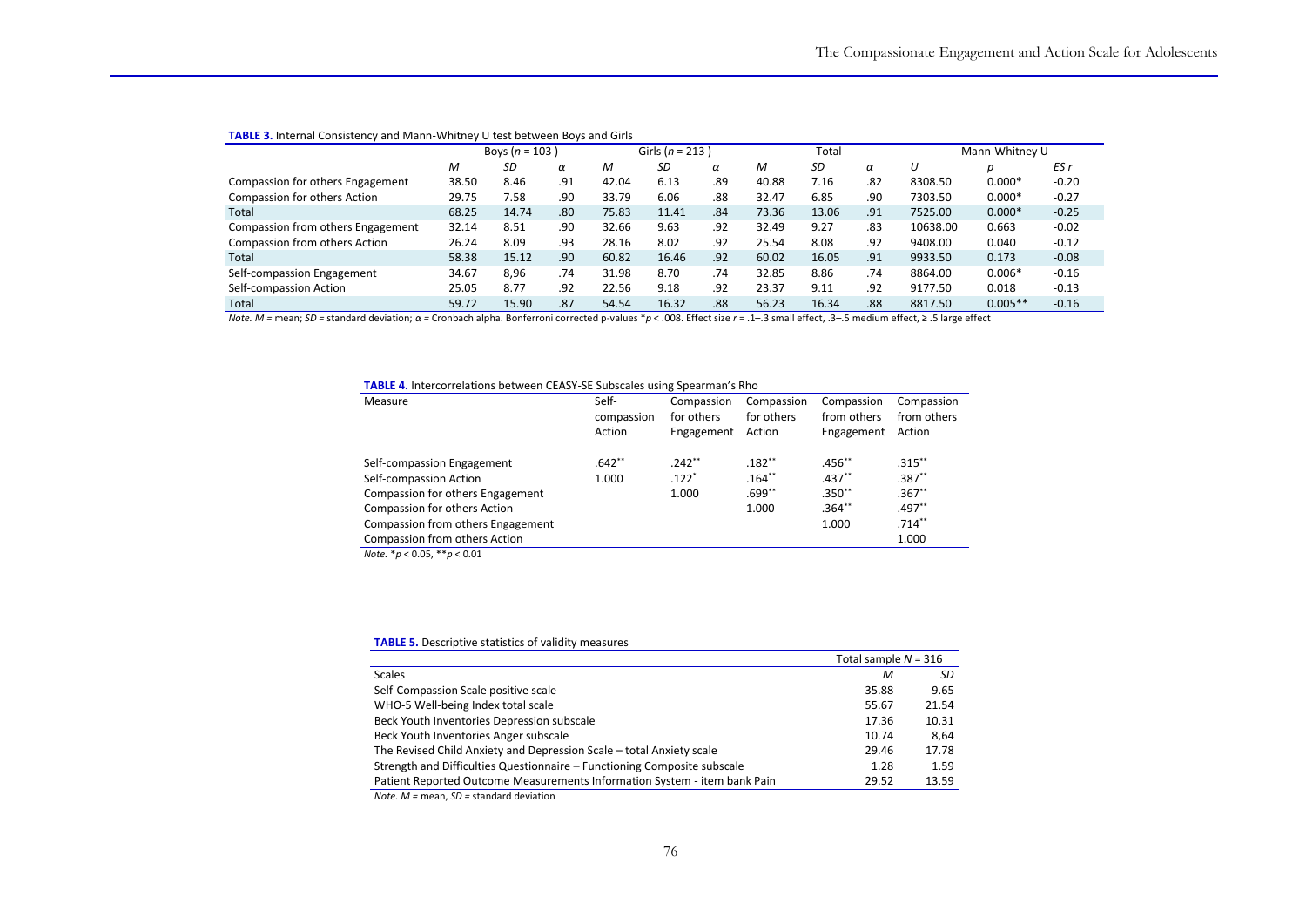**TABLE 3.** Internal Consistency and Mann-Whitney U test between Boys and Girls

| | Boys ($n$ = 103) | | | Girls ($n$ = 213) | | | Total | | | Mann-Whitney U | | |
|---|---|---|---|---|---|---|---|---|---|---|---|---|
| | *M* | *SD* | *α* | *M* | *SD* | *α* | *M* | *SD* | *α* | *U* | *p* | *ES r* |
| Compassion for others Engagement | 38.50 | 8.46 | .91 | 42.04 | 6.13 | .89 | 40.88 | 7.16 | .82 | 8308.50 | 0.000* | -0.20 |
| Compassion for others Action | 29.75 | 7.58 | .90 | 33.79 | 6.06 | .88 | 32.47 | 6.85 | .90 | 7303.50 | 0.000* | -0.27 |
| Total | 68.25 | 14.74 | .80 | 75.83 | 11.41 | .84 | 73.36 | 13.06 | .91 | 7525.00 | 0.000* | -0.25 |
| Compassion from others Engagement | 32.14 | 8.51 | .90 | 32.66 | 9.63 | .92 | 32.49 | 9.27 | .83 | 10638.00 | 0.663 | -0.02 |
| Compassion from others Action | 26.24 | 8.09 | .93 | 28.16 | 8.02 | .92 | 25.54 | 8.08 | .92 | 9408.00 | 0.040 | -0.12 |
| Total | 58.38 | 15.12 | .90 | 60.82 | 16.46 | .92 | 60.02 | 16.05 | .91 | 9933.50 | 0.173 | -0.08 |
| Self-compassion Engagement | 34.67 | 8,96 | .74 | 31.98 | 8.70 | .74 | 32.85 | 8.86 | .74 | 8864.00 | 0.006* | -0.16 |
| Self-compassion Action | 25.05 | 8.77 | .92 | 22.56 | 9.18 | .92 | 23.37 | 9.11 | .92 | 9177.50 | 0.018 | -0.13 |
| Total | 59.72 | 15.90 | .87 | 54.54 | 16.32 | .88 | 56.23 | 16.34 | .88 | 8817.50 | 0.005** | -0.16 |

*Note. M* = mean; *SD* = standard deviation; *α* = Cronbach alpha. Bonferroni corrected p-values \*$p$ < .008. Effect size $r$ = .1–.3 small effect, .3–.5 medium effect, ≥ .5 large effect

**TABLE 4.** Intercorrelations between CEASY-SE Subscales using Spearman's Rho

| Measure | Self-compassion Action | Compassion for others Engagement | Compassion for others Action | Compassion from others Engagement | Compassion from others Action |
|---|---|---|---|---|---|
| Self-compassion Engagement | .642** | .242** | .182** | .456** | .315** |
| Self-compassion Action | 1.000 | .122* | .164** | .437** | .387** |
| Compassion for others Engagement | | 1.000 | .699** | .350** | .367** |
| Compassion for others Action | | | 1.000 | .364** | .497** |
| Compassion from others Engagement | | | | 1.000 | .714** |
| Compassion from others Action | | | | | 1.000 |

*Note.* \*$p$ < 0.05, \*\*$p$ < 0.01

**TABLE 5.** Descriptive statistics of validity measures

| | Total sample $N$ = 316 | |
|---|---|---|
| Scales | *M* | *SD* |
| Self-Compassion Scale positive scale | 35.88 | 9.65 |
| WHO-5 Well-being Index total scale | 55.67 | 21.54 |
| Beck Youth Inventories Depression subscale | 17.36 | 10.31 |
| Beck Youth Inventories Anger subscale | 10.74 | 8,64 |
| The Revised Child Anxiety and Depression Scale – total Anxiety scale | 29.46 | 17.78 |
| Strength and Difficulties Questionnaire – Functioning Composite subscale | 1.28 | 1.59 |
| Patient Reported Outcome Measurements Information System - item bank Pain | 29.52 | 13.59 |

*Note. M* = mean, *SD* = standard deviation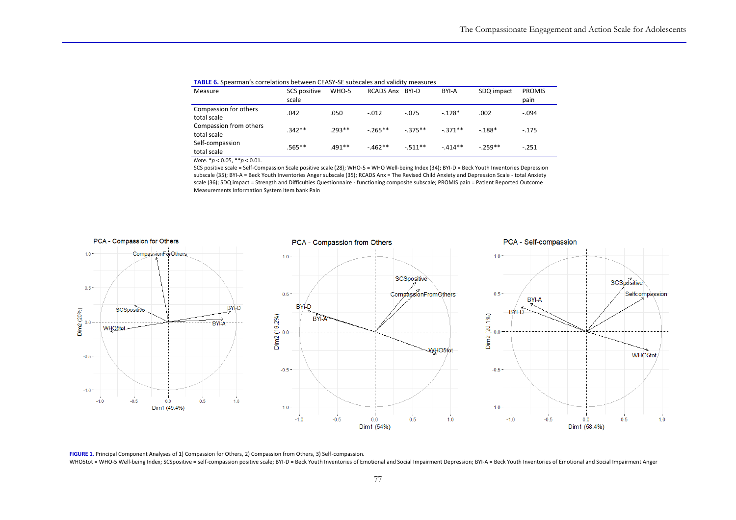**TABLE 6.** Spearman's correlations between CEASY-SE subscales and validity measures

| Measure | SCS positive scale | WHO-5 | RCADS Anx | BYI-D | BYI-A | SDQ impact | PROMIS pain |
|---|---|---|---|---|---|---|---|
| Compassion for others total scale | .042 | .050 | -.012 | -.075 | -.128* | .002 | -.094 |
| Compassion from others total scale | .342** | .293** | -.265** | -.375** | -.371** | -.188* | -.175 |
| Self-compassion total scale | .565** | .491** | -.462** | -.511** | -.414** | -.259** | -.251 |

*Note.* *$p < 0.05$, **$p < 0.01$.

SCS positive scale = Self-Compassion Scale positive scale (28); WHO-5 = WHO Well-being Index (34); BYI-D = Beck Youth Inventories Depression subscale (35); BYI-A = Beck Youth Inventories Anger subscale (35); RCADS Anx = The Revised Child Anxiety and Depression Scale - total Anxiety scale (36); SDQ impact = Strength and Difficulties Questionnaire - functioning composite subscale; PROMIS pain = Patient Reported Outcome Measurements Information System item bank Pain

**FIGURE 1**. Principal Component Analyses of 1) Compassion for Others, 2) Compassion from Others, 3) Self-compassion.

WHO5tot = WHO-5 Well-being Index; SCSpositive = self-compassion positive scale; BYI-D = Beck Youth Inventories of Emotional and Social Impairment Depression; BYI-A = Beck Youth Inventories of Emotional and Social Impairment Anger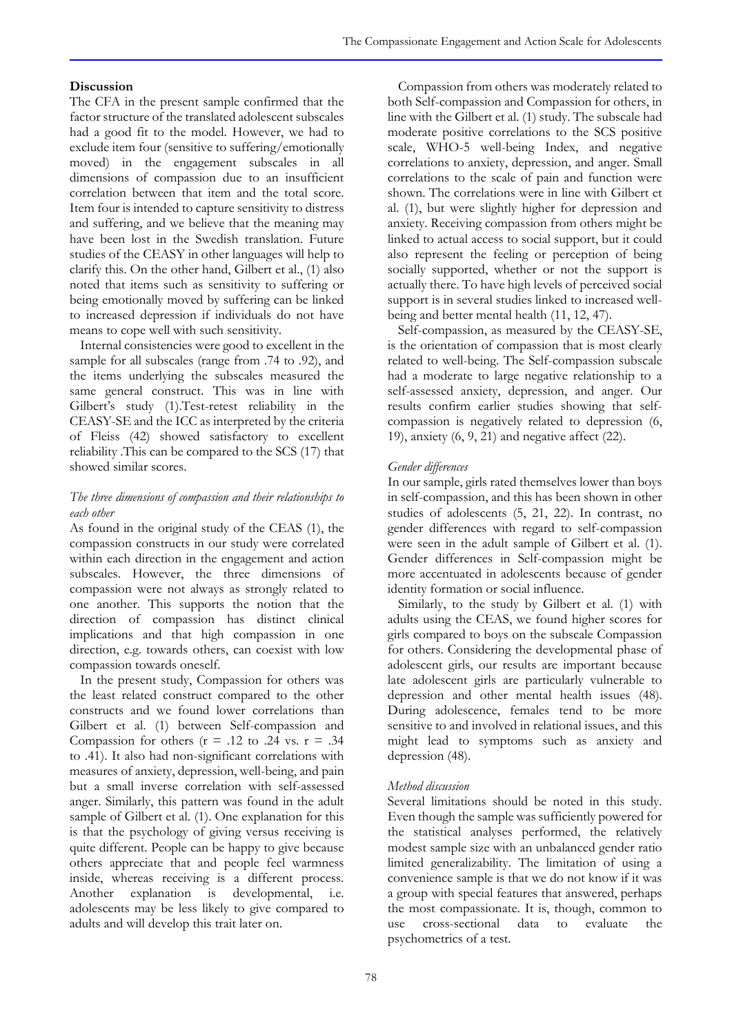## Discussion

The CFA in the present sample confirmed that the factor structure of the translated adolescent subscales had a good fit to the model. However, we had to exclude item four (sensitive to suffering/emotionally moved) in the engagement subscales in all dimensions of compassion due to an insufficient correlation between that item and the total score. Item four is intended to capture sensitivity to distress and suffering, and we believe that the meaning may have been lost in the Swedish translation. Future studies of the CEASY in other languages will help to clarify this. On the other hand, Gilbert et al., (1) also noted that items such as sensitivity to suffering or being emotionally moved by suffering can be linked to increased depression if individuals do not have means to cope well with such sensitivity.

Internal consistencies were good to excellent in the sample for all subscales (range from .74 to .92), and the items underlying the subscales measured the same general construct. This was in line with Gilbert's study (1).Test-retest reliability in the CEASY-SE and the ICC as interpreted by the criteria of Fleiss (42) showed satisfactory to excellent reliability .This can be compared to the SCS (17) that showed similar scores.

### *The three dimensions of compassion and their relationships to each other*

As found in the original study of the CEAS (1), the compassion constructs in our study were correlated within each direction in the engagement and action subscales. However, the three dimensions of compassion were not always as strongly related to one another. This supports the notion that the direction of compassion has distinct clinical implications and that high compassion in one direction, e.g. towards others, can coexist with low compassion towards oneself.

In the present study, Compassion for others was the least related construct compared to the other constructs and we found lower correlations than Gilbert et al. (1) between Self-compassion and Compassion for others ($r = .12$ to $.24$ vs. $r = .34$ to $.41$). It also had non-significant correlations with measures of anxiety, depression, well-being, and pain but a small inverse correlation with self-assessed anger. Similarly, this pattern was found in the adult sample of Gilbert et al. (1). One explanation for this is that the psychology of giving versus receiving is quite different. People can be happy to give because others appreciate that and people feel warmness inside, whereas receiving is a different process. Another explanation is developmental, i.e. adolescents may be less likely to give compared to adults and will develop this trait later on.

Compassion from others was moderately related to both Self-compassion and Compassion for others, in line with the Gilbert et al. (1) study. The subscale had moderate positive correlations to the SCS positive scale, WHO-5 well-being Index, and negative correlations to anxiety, depression, and anger. Small correlations to the scale of pain and function were shown. The correlations were in line with Gilbert et al. (1), but were slightly higher for depression and anxiety. Receiving compassion from others might be linked to actual access to social support, but it could also represent the feeling or perception of being socially supported, whether or not the support is actually there. To have high levels of perceived social support is in several studies linked to increased well-being and better mental health (11, 12, 47).

Self-compassion, as measured by the CEASY-SE, is the orientation of compassion that is most clearly related to well-being. The Self-compassion subscale had a moderate to large negative relationship to a self-assessed anxiety, depression, and anger. Our results confirm earlier studies showing that self-compassion is negatively related to depression (6, 19), anxiety (6, 9, 21) and negative affect (22).

### *Gender differences*

In our sample, girls rated themselves lower than boys in self-compassion, and this has been shown in other studies of adolescents (5, 21, 22). In contrast, no gender differences with regard to self-compassion were seen in the adult sample of Gilbert et al. (1). Gender differences in Self-compassion might be more accentuated in adolescents because of gender identity formation or social influence.

Similarly, to the study by Gilbert et al. (1) with adults using the CEAS, we found higher scores for girls compared to boys on the subscale Compassion for others. Considering the developmental phase of adolescent girls, our results are important because late adolescent girls are particularly vulnerable to depression and other mental health issues (48). During adolescence, females tend to be more sensitive to and involved in relational issues, and this might lead to symptoms such as anxiety and depression (48).

### *Method discussion*

Several limitations should be noted in this study. Even though the sample was sufficiently powered for the statistical analyses performed, the relatively modest sample size with an unbalanced gender ratio limited generalizability. The limitation of using a convenience sample is that we do not know if it was a group with special features that answered, perhaps the most compassionate. It is, though, common to use cross-sectional data to evaluate the psychometrics of a test.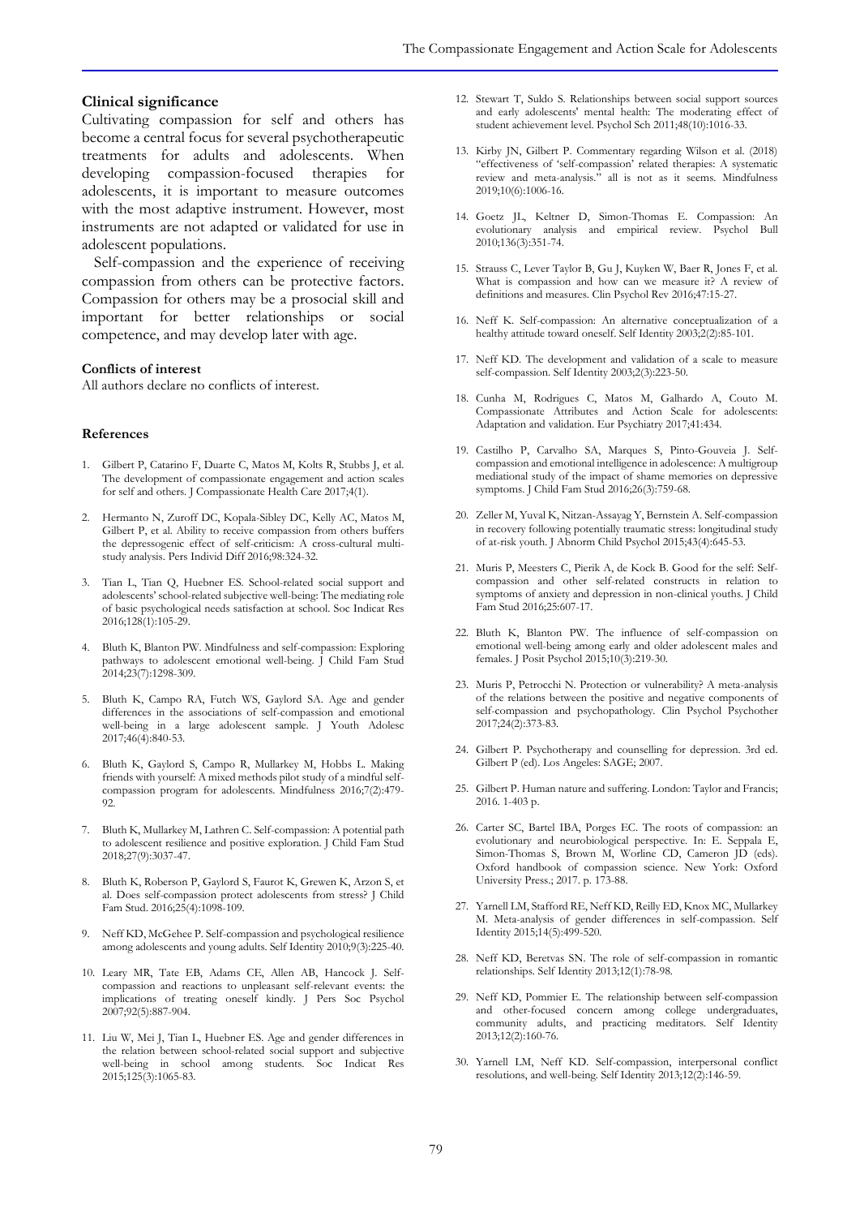### Clinical significance

Cultivating compassion for self and others has become a central focus for several psychotherapeutic treatments for adults and adolescents. When developing compassion-focused therapies for adolescents, it is important to measure outcomes with the most adaptive instrument. However, most instruments are not adapted or validated for use in adolescent populations.

Self-compassion and the experience of receiving compassion from others can be protective factors. Compassion for others may be a prosocial skill and important for better relationships or social competence, and may develop later with age.

#### Conflicts of interest

All authors declare no conflicts of interest.

### References

1. Gilbert P, Catarino F, Duarte C, Matos M, Kolts R, Stubbs J, et al. The development of compassionate engagement and action scales for self and others. J Compassionate Health Care 2017;4(1).
2. Hermanto N, Zuroff DC, Kopala-Sibley DC, Kelly AC, Matos M, Gilbert P, et al. Ability to receive compassion from others buffers the depressogenic effect of self-criticism: A cross-cultural multi-study analysis. Pers Individ Diff 2016;98:324-32.
3. Tian L, Tian Q, Huebner ES. School-related social support and adolescents' school-related subjective well-being: The mediating role of basic psychological needs satisfaction at school. Soc Indicat Res 2016;128(1):105-29.
4. Bluth K, Blanton PW. Mindfulness and self-compassion: Exploring pathways to adolescent emotional well-being. J Child Fam Stud 2014;23(7):1298-309.
5. Bluth K, Campo RA, Futch WS, Gaylord SA. Age and gender differences in the associations of self-compassion and emotional well-being in a large adolescent sample. J Youth Adolesc 2017;46(4):840-53.
6. Bluth K, Gaylord S, Campo R, Mullarkey M, Hobbs L. Making friends with yourself: A mixed methods pilot study of a mindful self-compassion program for adolescents. Mindfulness 2016;7(2):479-92.
7. Bluth K, Mullarkey M, Lathren C. Self-compassion: A potential path to adolescent resilience and positive exploration. J Child Fam Stud 2018;27(9):3037-47.
8. Bluth K, Roberson P, Gaylord S, Faurot K, Grewen K, Arzon S, et al. Does self-compassion protect adolescents from stress? J Child Fam Stud. 2016;25(4):1098-109.
9. Neff KD, McGehee P. Self-compassion and psychological resilience among adolescents and young adults. Self Identity 2010;9(3):225-40.
10. Leary MR, Tate EB, Adams CE, Allen AB, Hancock J. Self-compassion and reactions to unpleasant self-relevant events: the implications of treating oneself kindly. J Pers Soc Psychol 2007;92(5):887-904.
11. Liu W, Mei J, Tian L, Huebner ES. Age and gender differences in the relation between school-related social support and subjective well-being in school among students. Soc Indicat Res 2015;125(3):1065-83.
12. Stewart T, Suldo S. Relationships between social support sources and early adolescents' mental health: The moderating effect of student achievement level. Psychol Sch 2011;48(10):1016-33.
13. Kirby JN, Gilbert P. Commentary regarding Wilson et al. (2018) "effectiveness of 'self-compassion' related therapies: A systematic review and meta-analysis." all is not as it seems. Mindfulness 2019;10(6):1006-16.
14. Goetz JL, Keltner D, Simon-Thomas E. Compassion: An evolutionary analysis and empirical review. Psychol Bull 2010;136(3):351-74.
15. Strauss C, Lever Taylor B, Gu J, Kuyken W, Baer R, Jones F, et al. What is compassion and how can we measure it? A review of definitions and measures. Clin Psychol Rev 2016;47:15-27.
16. Neff K. Self-compassion: An alternative conceptualization of a healthy attitude toward oneself. Self Identity 2003;2(2):85-101.
17. Neff KD. The development and validation of a scale to measure self-compassion. Self Identity 2003;2(3):223-50.
18. Cunha M, Rodrigues C, Matos M, Galhardo A, Couto M. Compassionate Attributes and Action Scale for adolescents: Adaptation and validation. Eur Psychiatry 2017;41:434.
19. Castilho P, Carvalho SA, Marques S, Pinto-Gouveia J. Self-compassion and emotional intelligence in adolescence: A multigroup mediational study of the impact of shame memories on depressive symptoms. J Child Fam Stud 2016;26(3):759-68.
20. Zeller M, Yuval K, Nitzan-Assayag Y, Bernstein A. Self-compassion in recovery following potentially traumatic stress: longitudinal study of at-risk youth. J Abnorm Child Psychol 2015;43(4):645-53.
21. Muris P, Meesters C, Pierik A, de Kock B. Good for the self: Self-compassion and other self-related constructs in relation to symptoms of anxiety and depression in non-clinical youths. J Child Fam Stud 2016;25:607-17.
22. Bluth K, Blanton PW. The influence of self-compassion on emotional well-being among early and older adolescent males and females. J Posit Psychol 2015;10(3):219-30.
23. Muris P, Petrocchi N. Protection or vulnerability? A meta-analysis of the relations between the positive and negative components of self-compassion and psychopathology. Clin Psychol Psychother 2017;24(2):373-83.
24. Gilbert P. Psychotherapy and counselling for depression. 3rd ed. Gilbert P (ed). Los Angeles: SAGE; 2007.
25. Gilbert P. Human nature and suffering. London: Taylor and Francis; 2016. 1-403 p.
26. Carter SC, Bartel IBA, Porges EC. The roots of compassion: an evolutionary and neurobiological perspective. In: E. Seppala E, Simon-Thomas S, Brown M, Worline CD, Cameron JD (eds). Oxford handbook of compassion science. New York: Oxford University Press.; 2017. p. 173-88.
27. Yarnell LM, Stafford RE, Neff KD, Reilly ED, Knox MC, Mullarkey M. Meta-analysis of gender differences in self-compassion. Self Identity 2015;14(5):499-520.
28. Neff KD, Beretvas SN. The role of self-compassion in romantic relationships. Self Identity 2013;12(1):78-98.
29. Neff KD, Pommier E. The relationship between self-compassion and other-focused concern among college undergraduates, community adults, and practicing meditators. Self Identity 2013;12(2):160-76.
30. Yarnell LM, Neff KD. Self-compassion, interpersonal conflict resolutions, and well-being. Self Identity 2013;12(2):146-59.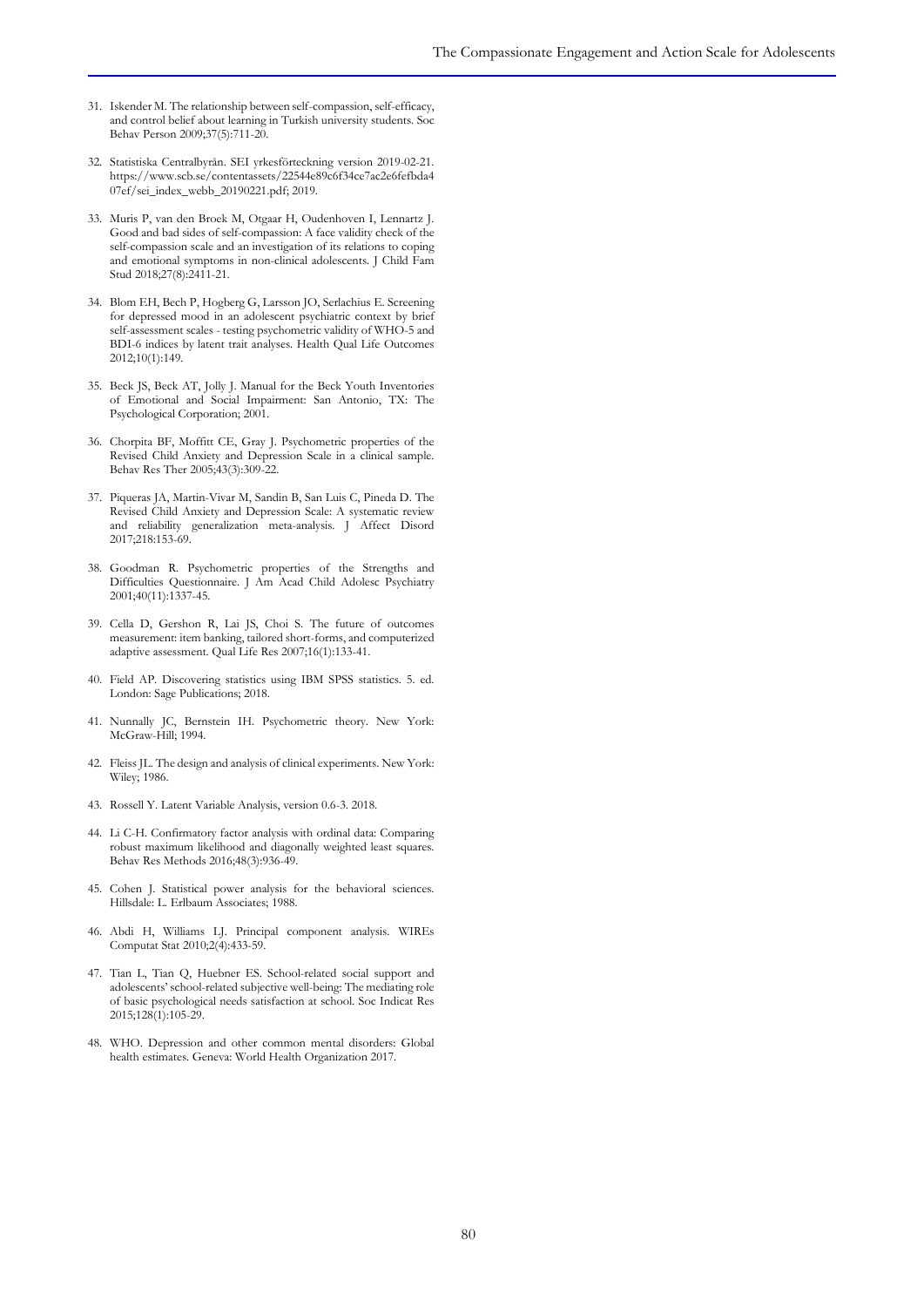31. Iskender M. The relationship between self-compassion, self-efficacy, and control belief about learning in Turkish university students. Soc Behav Person 2009;37(5):711-20.

32. Statistiska Centralbyrån. SEI yrkesförteckning version 2019-02-21. https://www.scb.se/contentassets/22544e89c6f34ce7ac2e6fefbda407ef/sei_index_webb_20190221.pdf; 2019.

33. Muris P, van den Broek M, Otgaar H, Oudenhoven I, Lennartz J. Good and bad sides of self-compassion: A face validity check of the self-compassion scale and an investigation of its relations to coping and emotional symptoms in non-clinical adolescents. J Child Fam Stud 2018;27(8):2411-21.

34. Blom EH, Bech P, Hogberg G, Larsson JO, Serlachius E. Screening for depressed mood in an adolescent psychiatric context by brief self-assessment scales - testing psychometric validity of WHO-5 and BDI-6 indices by latent trait analyses. Health Qual Life Outcomes 2012;10(1):149.

35. Beck JS, Beck AT, Jolly J. Manual for the Beck Youth Inventories of Emotional and Social Impairment: San Antonio, TX: The Psychological Corporation; 2001.

36. Chorpita BF, Moffitt CE, Gray J. Psychometric properties of the Revised Child Anxiety and Depression Scale in a clinical sample. Behav Res Ther 2005;43(3):309-22.

37. Piqueras JA, Martin-Vivar M, Sandin B, San Luis C, Pineda D. The Revised Child Anxiety and Depression Scale: A systematic review and reliability generalization meta-analysis. J Affect Disord 2017;218:153-69.

38. Goodman R. Psychometric properties of the Strengths and Difficulties Questionnaire. J Am Acad Child Adolesc Psychiatry 2001;40(11):1337-45.

39. Cella D, Gershon R, Lai JS, Choi S. The future of outcomes measurement: item banking, tailored short-forms, and computerized adaptive assessment. Qual Life Res 2007;16(1):133-41.

40. Field AP. Discovering statistics using IBM SPSS statistics. 5. ed. London: Sage Publications; 2018.

41. Nunnally JC, Bernstein IH. Psychometric theory. New York: McGraw-Hill; 1994.

42. Fleiss JL. The design and analysis of clinical experiments. New York: Wiley; 1986.

43. Rossell Y. Latent Variable Analysis, version 0.6-3. 2018.

44. Li C-H. Confirmatory factor analysis with ordinal data: Comparing robust maximum likelihood and diagonally weighted least squares. Behav Res Methods 2016;48(3):936-49.

45. Cohen J. Statistical power analysis for the behavioral sciences. Hillsdale: L. Erlbaum Associates; 1988.

46. Abdi H, Williams LJ. Principal component analysis. WIREs Computat Stat 2010;2(4):433-59.

47. Tian L, Tian Q, Huebner ES. School-related social support and adolescents' school-related subjective well-being: The mediating role of basic psychological needs satisfaction at school. Soc Indicat Res 2015;128(1):105-29.

48. WHO. Depression and other common mental disorders: Global health estimates. Geneva: World Health Organization 2017.